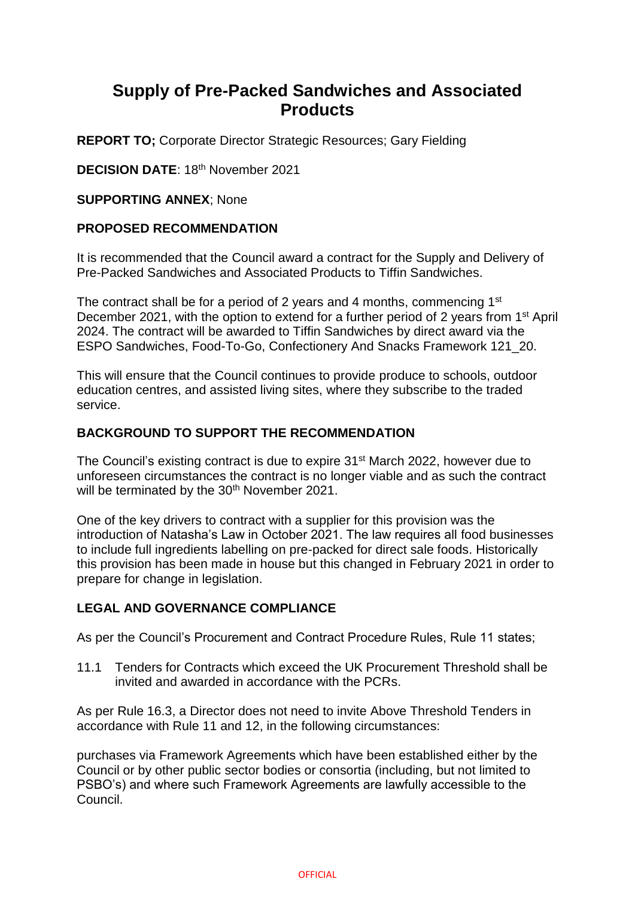# Supply of Pre-Packed Sandwiches and Associated Products

**REPORT TO;** Corporate Director Strategic Resources; Gary Fielding

**DECISION DATE**: 18th November 2021

**SUPPORTING ANNEX**; None

**PROPOSED RECOMMENDATION**

It is recommended that the Council award a contract for the Supply and Delivery of Pre-Packed Sandwiches and Associated Products to Tiffin Sandwiches.

The contract shall be for a period of 2 years and 4 months, commencing 1st December 2021, with the option to extend for a further period of 2 years from 1st April 2024. The contract will be awarded to Tiffin Sandwiches by direct award via the ESPO Sandwiches, Food-To-Go, Confectionery And Snacks Framework 121_20.

This will ensure that the Council continues to provide produce to schools, outdoor education centres, and assisted living sites, where they subscribe to the traded service.

**BACKGROUND TO SUPPORT THE RECOMMENDATION**

The Council's existing contract is due to expire 31st March 2022, however due to unforeseen circumstances the contract is no longer viable and as such the contract will be terminated by the 30th November 2021.

One of the key drivers to contract with a supplier for this provision was the introduction of Natasha's Law in October 2021. The law requires all food businesses to include full ingredients labelling on pre-packed for direct sale foods. Historically this provision has been made in house but this changed in February 2021 in order to prepare for change in legislation.

**LEGAL AND GOVERNANCE COMPLIANCE**

As per the Council's Procurement and Contract Procedure Rules, Rule 11 states;

11.1 Tenders for Contracts which exceed the UK Procurement Threshold shall be invited and awarded in accordance with the PCRs.

As per Rule 16.3, a Director does not need to invite Above Threshold Tenders in accordance with Rule 11 and 12, in the following circumstances:

purchases via Framework Agreements which have been established either by the Council or by other public sector bodies or consortia (including, but not limited to PSBO's) and where such Framework Agreements are lawfully accessible to the Council.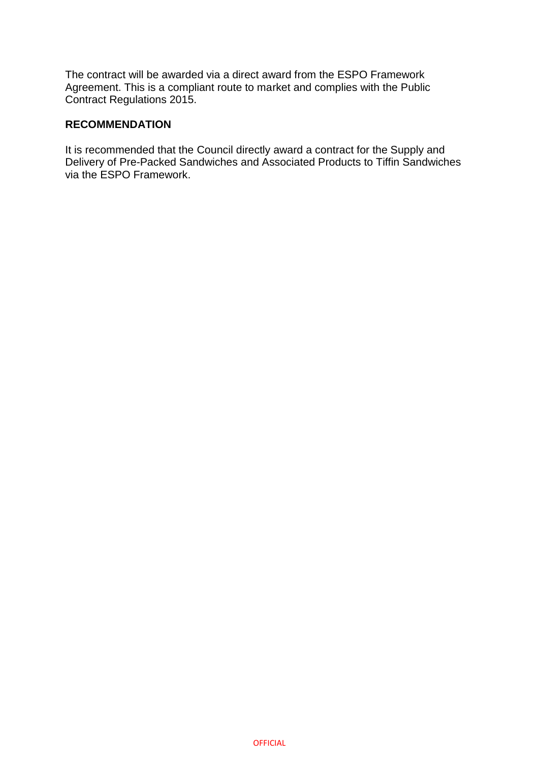The contract will be awarded via a direct award from the ESPO Framework Agreement. This is a compliant route to market and complies with the Public Contract Regulations 2015.

**RECOMMENDATION**

It is recommended that the Council directly award a contract for the Supply and Delivery of Pre-Packed Sandwiches and Associated Products to Tiffin Sandwiches via the ESPO Framework.